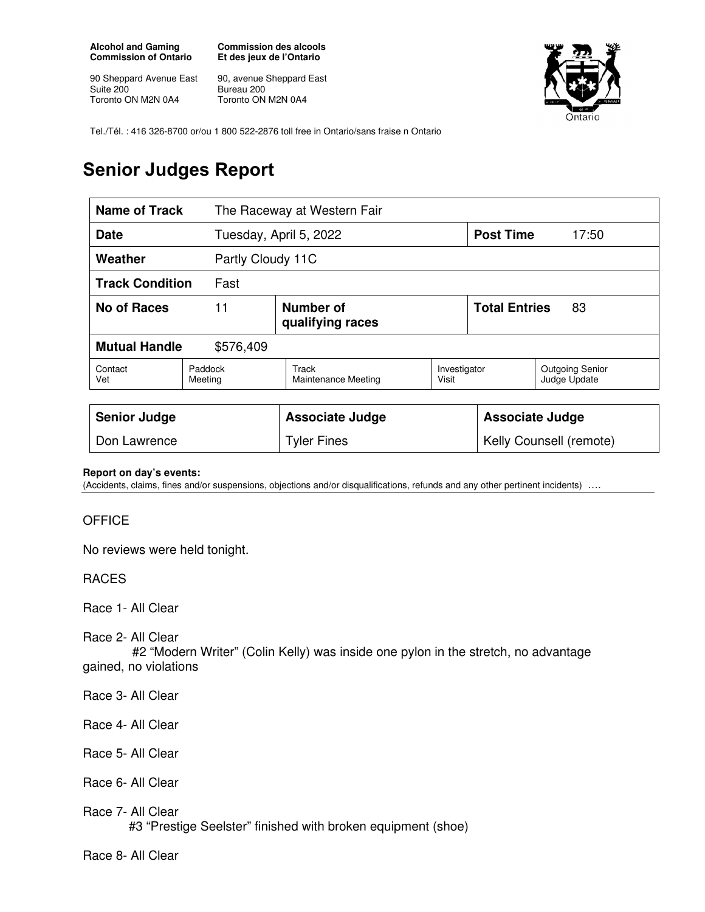**Alcohol and Gaming Commission of Ontario**
90 Sheppard Avenue East
Suite 200
Toronto ON M2N 0A4

**Commission des alcools Et des jeux de l'Ontario**
90, avenue Sheppard East
Bureau 200
Toronto ON M2N 0A4

Tel./Tél. : 416 326-8700 or/ou 1 800 522-2876 toll free in Ontario/sans fraise n Ontario

# Senior Judges Report

| **Name of Track** | The Raceway at Western Fair | | | | |
|---|---|---|---|---|---|
| **Date** | Tuesday, April 5, 2022 | | | **Post Time** | 17:50 |
| **Weather** | Partly Cloudy 11C | | | | |
| **Track Condition** | Fast | | | | |
| **No of Races** | 11 | **Number of qualifying races** | | **Total Entries** | 83 |
| **Mutual Handle** | $576,409 | | | | |
| Contact Vet | Paddock Meeting | Track Maintenance Meeting | Investigator Visit | Outgoing Senior Judge Update | |

| **Senior Judge** | **Associate Judge** | **Associate Judge** |
|---|---|---|
| Don Lawrence | Tyler Fines | Kelly Counsell (remote) |

**Report on day's events:**
(Accidents, claims, fines and/or suspensions, objections and/or disqualifications, refunds and any other pertinent incidents) ….

OFFICE

No reviews were held tonight.

RACES

Race 1- All Clear

Race 2- All Clear
#2 "Modern Writer" (Colin Kelly) was inside one pylon in the stretch, no advantage gained, no violations

Race 3- All Clear

Race 4- All Clear

Race 5- All Clear

Race 6- All Clear

Race 7- All Clear
#3 "Prestige Seelster" finished with broken equipment (shoe)

Race 8- All Clear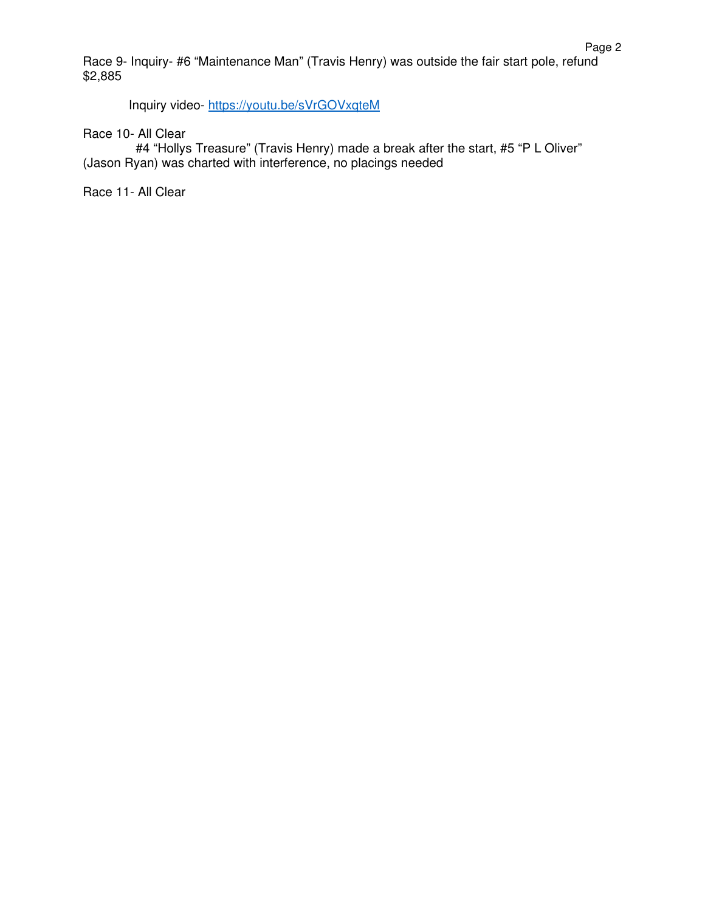Race 9- Inquiry- #6 “Maintenance Man” (Travis Henry) was outside the fair start pole, refund $2,885

Inquiry video- https://youtu.be/sVrGOVxqteM

Race 10- All Clear

#4 “Hollys Treasure” (Travis Henry) made a break after the start, #5 “P L Oliver” (Jason Ryan) was charted with interference, no placings needed

Race 11- All Clear